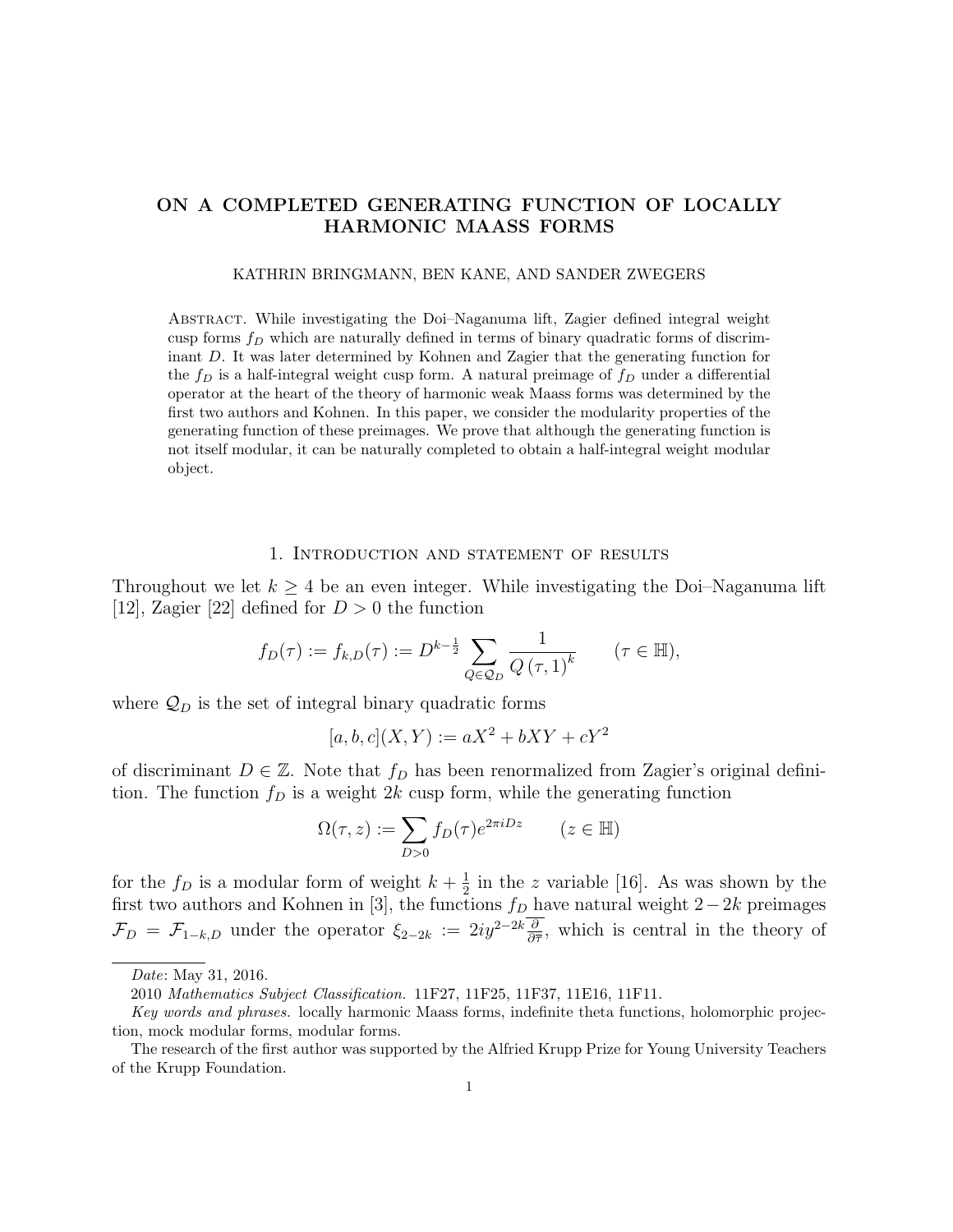# ON A COMPLETED GENERATING FUNCTION OF LOCALLY HARMONIC MAASS FORMS

KATHRIN BRINGMANN, BEN KANE, AND SANDER ZWEGERS

Abstract. While investigating the Doi–Naganuma lift, Zagier defined integral weight cusp forms $f_D$ which are naturally defined in terms of binary quadratic forms of discriminant $D$. It was later determined by Kohnen and Zagier that the generating function for the $f_D$ is a half-integral weight cusp form. A natural preimage of $f_D$ under a differential operator at the heart of the theory of harmonic weak Maass forms was determined by the first two authors and Kohnen. In this paper, we consider the modularity properties of the generating function of these preimages. We prove that although the generating function is not itself modular, it can be naturally completed to obtain a half-integral weight modular object.

## 1. Introduction and statement of results

Throughout we let $k \geq 4$ be an even integer. While investigating the Doi–Naganuma lift [12], Zagier [22] defined for $D > 0$ the function

$$f_D(\tau) := f_{k,D}(\tau) := D^{k-\frac{1}{2}} \sum_{Q \in \mathcal{Q}_D} \frac{1}{Q(\tau, 1)^k} \qquad (\tau \in \mathbb{H}),$$

where $\mathcal{Q}_D$ is the set of integral binary quadratic forms

$$[a, b, c](X, Y) := aX^2 + bXY + cY^2$$

of discriminant $D \in \mathbb{Z}$. Note that $f_D$ has been renormalized from Zagier's original definition. The function $f_D$ is a weight $2k$ cusp form, while the generating function

$$\Omega(\tau, z) := \sum_{D>0} f_D(\tau) e^{2\pi i D z} \qquad (z \in \mathbb{H})$$

for the $f_D$ is a modular form of weight $k + \frac{1}{2}$ in the $z$ variable [16]. As was shown by the first two authors and Kohnen in [3], the functions $f_D$ have natural weight $2 - 2k$ preimages $\mathcal{F}_D = \mathcal{F}_{1-k,D}$ under the operator $\xi_{2-2k} := 2iy^{2-2k}\overline{\frac{\partial}{\partial \overline{\tau}}}$, which is central in the theory of

---

Date: May 31, 2016.

2010 Mathematics Subject Classification. 11F27, 11F25, 11F37, 11E16, 11F11.

Key words and phrases. locally harmonic Maass forms, indefinite theta functions, holomorphic projection, mock modular forms, modular forms.

The research of the first author was supported by the Alfried Krupp Prize for Young University Teachers of the Krupp Foundation.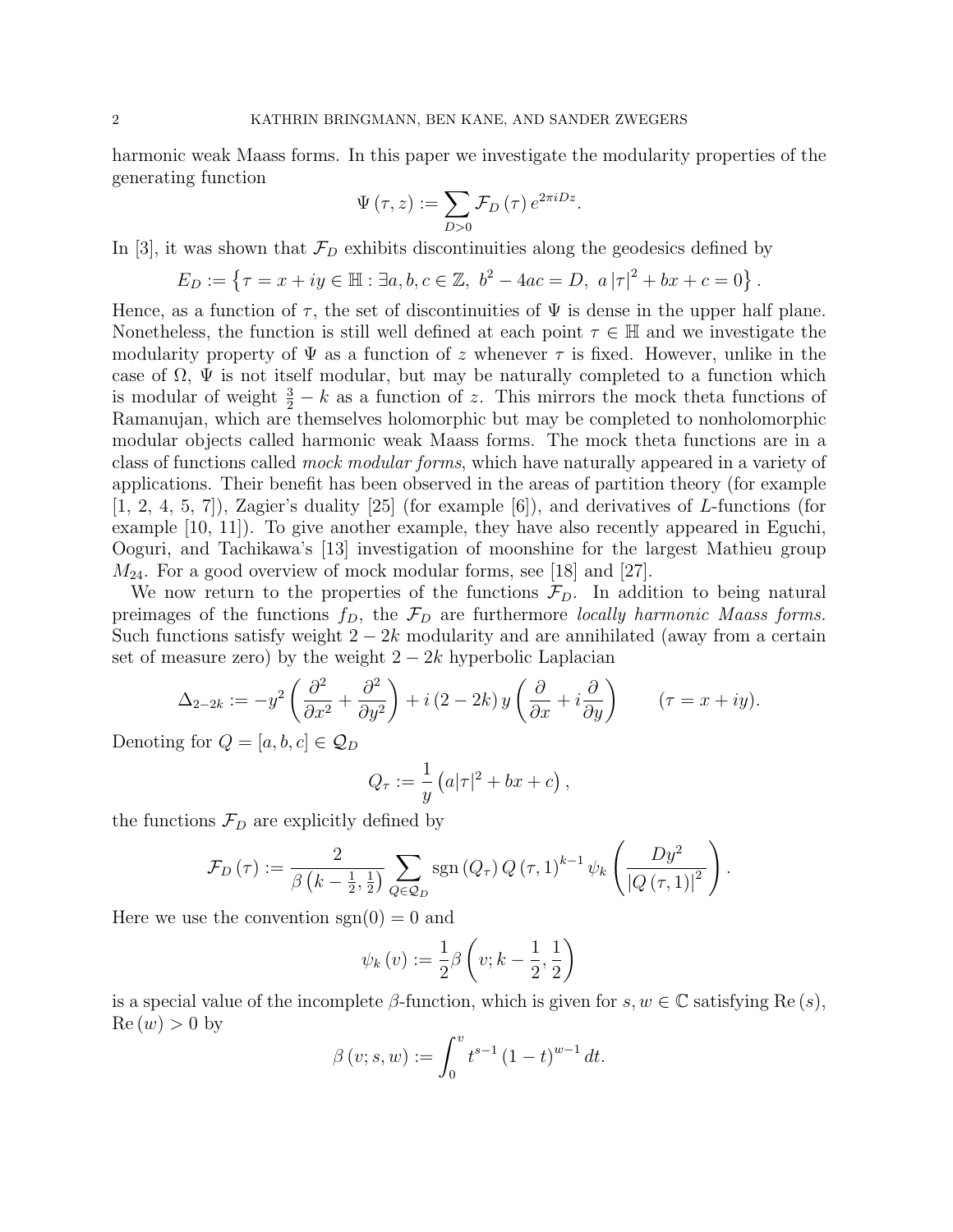harmonic weak Maass forms. In this paper we investigate the modularity properties of the generating function

$$\Psi(\tau, z) := \sum_{D>0} \mathcal{F}_D(\tau) e^{2\pi i D z}.$$

In [3], it was shown that $\mathcal{F}_D$ exhibits discontinuities along the geodesics defined by

$$E_D := \left\{ \tau = x + iy \in \mathbb{H} : \exists a, b, c \in \mathbb{Z},\ b^2 - 4ac = D,\ a\left|\tau\right|^2 + bx + c = 0 \right\}.$$

Hence, as a function of $\tau$, the set of discontinuities of $\Psi$ is dense in the upper half plane. Nonetheless, the function is still well defined at each point $\tau \in \mathbb{H}$ and we investigate the modularity property of $\Psi$ as a function of $z$ whenever $\tau$ is fixed. However, unlike in the case of $\Omega$, $\Psi$ is not itself modular, but may be naturally completed to a function which is modular of weight $\frac{3}{2} - k$ as a function of $z$. This mirrors the mock theta functions of Ramanujan, which are themselves holomorphic but may be completed to nonholomorphic modular objects called harmonic weak Maass forms. The mock theta functions are in a class of functions called *mock modular forms*, which have naturally appeared in a variety of applications. Their benefit has been observed in the areas of partition theory (for example [1, 2, 4, 5, 7]), Zagier's duality [25] (for example [6]), and derivatives of $L$-functions (for example [10, 11]). To give another example, they have also recently appeared in Eguchi, Ooguri, and Tachikawa's [13] investigation of moonshine for the largest Mathieu group $M_{24}$. For a good overview of mock modular forms, see [18] and [27].

We now return to the properties of the functions $\mathcal{F}_D$. In addition to being natural preimages of the functions $f_D$, the $\mathcal{F}_D$ are furthermore *locally harmonic Maass forms.* Such functions satisfy weight $2-2k$ modularity and are annihilated (away from a certain set of measure zero) by the weight $2-2k$ hyperbolic Laplacian

$$\Delta_{2-2k} := -y^2 \left( \frac{\partial^2}{\partial x^2} + \frac{\partial^2}{\partial y^2} \right) + i\left(2-2k\right) y \left( \frac{\partial}{\partial x} + i \frac{\partial}{\partial y} \right) \qquad (\tau = x + iy).$$

Denoting for $Q = [a, b, c] \in \mathcal{Q}_D$

$$Q_\tau := \frac{1}{y}\left(a|\tau|^2 + bx + c\right),$$

the functions $\mathcal{F}_D$ are explicitly defined by

$$\mathcal{F}_D(\tau) := \frac{2}{\beta\left(k - \frac{1}{2}, \frac{1}{2}\right)} \sum_{Q \in \mathcal{Q}_D} \operatorname{sgn}\left(Q_\tau\right) Q\left(\tau, 1\right)^{k-1} \psi_k \left( \frac{D y^2}{\left|Q\left(\tau, 1\right)\right|^2} \right).$$

Here we use the convention $\operatorname{sgn}(0) = 0$ and

$$\psi_k(v) := \frac{1}{2} \beta\left(v; k - \frac{1}{2}, \frac{1}{2}\right)$$

is a special value of the incomplete $\beta$-function, which is given for $s, w \in \mathbb{C}$ satisfying $\operatorname{Re}(s)$, $\operatorname{Re}(w) > 0$ by

$$\beta(v; s, w) := \int_0^v t^{s-1} \left(1 - t\right)^{w-1} dt.$$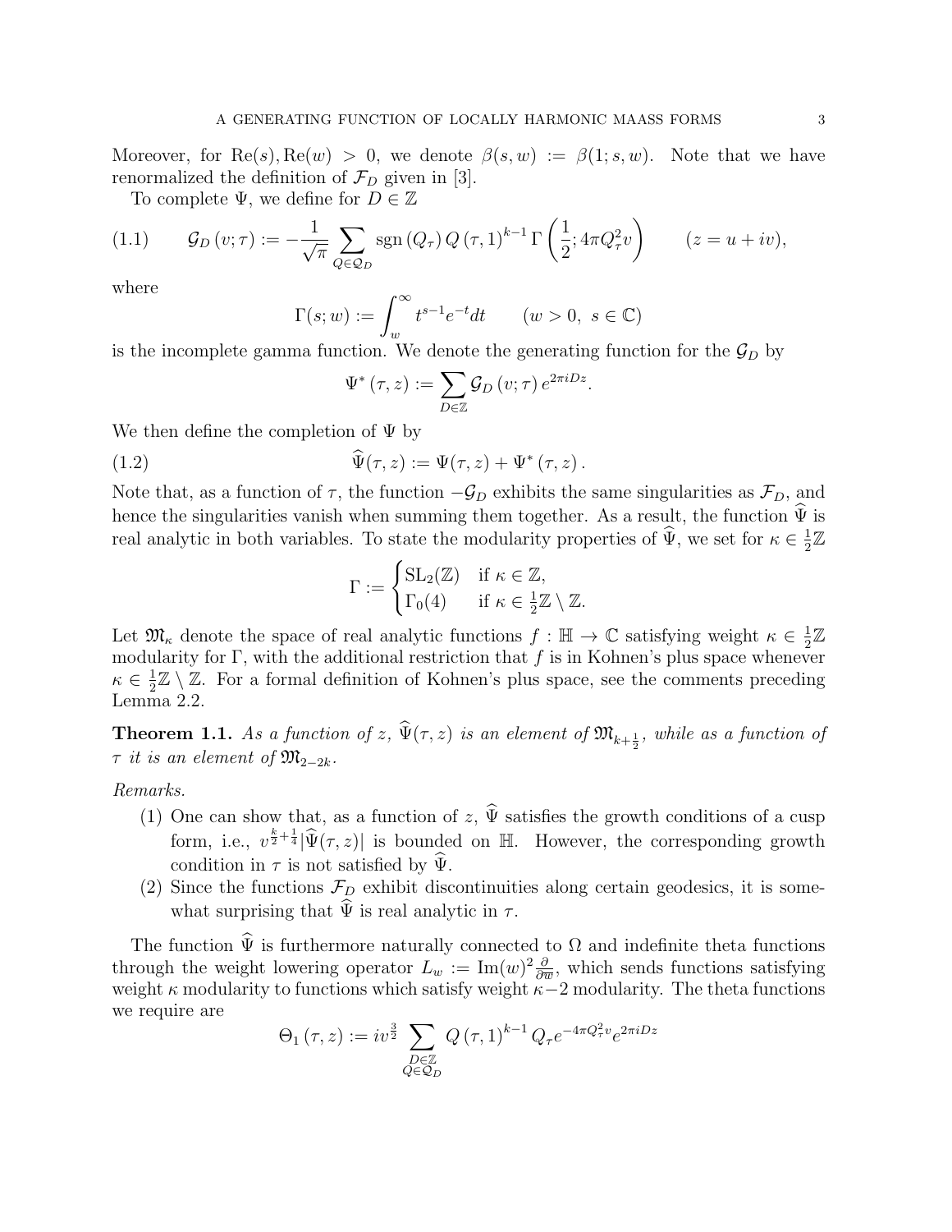Moreover, for $\mathrm{Re}(s), \mathrm{Re}(w) > 0$, we denote $\beta(s,w) := \beta(1; s, w)$. Note that we have renormalized the definition of $\mathcal{F}_D$ given in [3].

To complete $\Psi$, we define for $D \in \mathbb{Z}$

$$\mathcal{G}_D(v;\tau) := -\frac{1}{\sqrt{\pi}} \sum_{Q \in \mathcal{Q}_D} \operatorname{sgn}(Q_\tau)\, Q(\tau,1)^{k-1}\, \Gamma\left(\frac{1}{2}; 4\pi Q_\tau^2 v\right) \qquad (z = u + iv), \tag{1.1}$$

where

$$\Gamma(s;w) := \int_w^\infty t^{s-1} e^{-t} dt \qquad (w > 0,\ s \in \mathbb{C})$$

is the incomplete gamma function. We denote the generating function for the $\mathcal{G}_D$ by

$$\Psi^*(\tau, z) := \sum_{D \in \mathbb{Z}} \mathcal{G}_D(v;\tau)\, e^{2\pi i D z}.$$

We then define the completion of $\Psi$ by

$$\widehat{\Psi}(\tau,z) := \Psi(\tau,z) + \Psi^*(\tau,z). \tag{1.2}$$

Note that, as a function of $\tau$, the function $-\mathcal{G}_D$ exhibits the same singularities as $\mathcal{F}_D$, and hence the singularities vanish when summing them together. As a result, the function $\widehat{\Psi}$ is real analytic in both variables. To state the modularity properties of $\widehat{\Psi}$, we set for $\kappa \in \frac{1}{2}\mathbb{Z}$

$$\Gamma := \begin{cases} \mathrm{SL}_2(\mathbb{Z}) & \text{if } \kappa \in \mathbb{Z}, \\ \Gamma_0(4) & \text{if } \kappa \in \frac{1}{2}\mathbb{Z} \setminus \mathbb{Z}. \end{cases}$$

Let $\mathfrak{M}_\kappa$ denote the space of real analytic functions $f : \mathbb{H} \to \mathbb{C}$ satisfying weight $\kappa \in \frac{1}{2}\mathbb{Z}$ modularity for $\Gamma$, with the additional restriction that $f$ is in Kohnen's plus space whenever $\kappa \in \frac{1}{2}\mathbb{Z} \setminus \mathbb{Z}$. For a formal definition of Kohnen's plus space, see the comments preceding Lemma 2.2.

**Theorem 1.1.** *As a function of $z$, $\widehat{\Psi}(\tau,z)$ is an element of $\mathfrak{M}_{k+\frac{1}{2}}$, while as a function of $\tau$ it is an element of $\mathfrak{M}_{2-2k}$.*

*Remarks.*

1. One can show that, as a function of $z$, $\widehat{\Psi}$ satisfies the growth conditions of a cusp form, i.e., $v^{\frac{k}{2}+\frac{1}{4}}|\widehat{\Psi}(\tau,z)|$ is bounded on $\mathbb{H}$. However, the corresponding growth condition in $\tau$ is not satisfied by $\widehat{\Psi}$.
2. Since the functions $\mathcal{F}_D$ exhibit discontinuities along certain geodesics, it is somewhat surprising that $\widehat{\Psi}$ is real analytic in $\tau$.

The function $\widehat{\Psi}$ is furthermore naturally connected to $\Omega$ and indefinite theta functions through the weight lowering operator $L_w := \mathrm{Im}(w)^2 \frac{\partial}{\partial \overline{w}}$, which sends functions satisfying weight $\kappa$ modularity to functions which satisfy weight $\kappa - 2$ modularity. The theta functions we require are

$$\Theta_1(\tau,z) := i v^{\frac{3}{2}} \sum_{\substack{D \in \mathbb{Z} \\ Q \in \mathcal{Q}_D}} Q(\tau,1)^{k-1}\, Q_\tau e^{-4\pi Q_\tau^2 v} e^{2\pi i D z}$$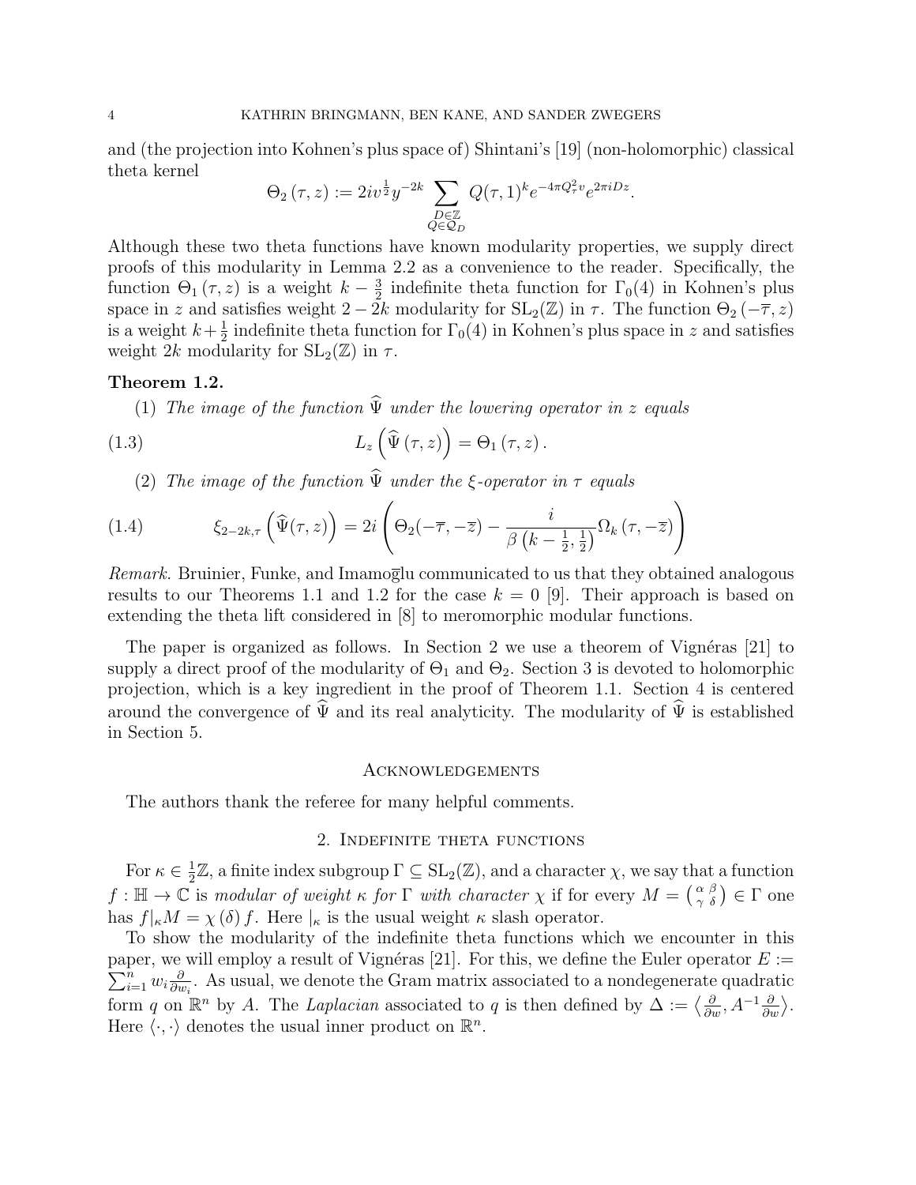and (the projection into Kohnen's plus space of) Shintani's [19] (non-holomorphic) classical theta kernel

$$\Theta_2(\tau, z) := 2iv^{\frac{1}{2}} y^{-2k} \sum_{\substack{D\in\mathbb{Z}\\ Q\in\mathcal{Q}_D}} Q(\tau,1)^k e^{-4\pi Q_\tau^2 v} e^{2\pi i D z}.$$

Although these two theta functions have known modularity properties, we supply direct proofs of this modularity in Lemma 2.2 as a convenience to the reader. Specifically, the function $\Theta_1(\tau, z)$ is a weight $k-\frac{3}{2}$ indefinite theta function for $\Gamma_0(4)$ in Kohnen's plus space in $z$ and satisfies weight $2-2k$ modularity for $\mathrm{SL}_2(\mathbb{Z})$ in $\tau$. The function $\Theta_2(-\overline{\tau}, z)$ is a weight $k+\frac{1}{2}$ indefinite theta function for $\Gamma_0(4)$ in Kohnen's plus space in $z$ and satisfies weight $2k$ modularity for $\mathrm{SL}_2(\mathbb{Z})$ in $\tau$.

**Theorem 1.2.**

(1) *The image of the function $\widehat{\Psi}$ under the lowering operator in $z$ equals*

$$L_z\left(\widehat{\Psi}(\tau, z)\right) = \Theta_1(\tau, z). \tag{1.3}$$

(2) *The image of the function $\widehat{\Psi}$ under the $\xi$-operator in $\tau$ equals*

$$\xi_{2-2k,\tau}\left(\widehat{\Psi}(\tau, z)\right) = 2i\left(\Theta_2(-\overline{\tau}, -\overline{z}) - \frac{i}{\beta\left(k-\frac{1}{2},\frac{1}{2}\right)}\Omega_k(\tau, -\overline{z})\right) \tag{1.4}$$

*Remark.* Bruinier, Funke, and Imamoḡlu communicated to us that they obtained analogous results to our Theorems 1.1 and 1.2 for the case $k=0$ [9]. Their approach is based on extending the theta lift considered in [8] to meromorphic modular functions.

The paper is organized as follows. In Section 2 we use a theorem of Vignéras [21] to supply a direct proof of the modularity of $\Theta_1$ and $\Theta_2$. Section 3 is devoted to holomorphic projection, which is a key ingredient in the proof of Theorem 1.1. Section 4 is centered around the convergence of $\widehat{\Psi}$ and its real analyticity. The modularity of $\widehat{\Psi}$ is established in Section 5.

## Acknowledgements

The authors thank the referee for many helpful comments.

## 2. Indefinite theta functions

For $\kappa \in \frac{1}{2}\mathbb{Z}$, a finite index subgroup $\Gamma \subseteq \mathrm{SL}_2(\mathbb{Z})$, and a character $\chi$, we say that a function $f : \mathbb{H} \to \mathbb{C}$ is *modular of weight $\kappa$ for $\Gamma$ with character $\chi$* if for every $M = \left(\begin{smallmatrix}\alpha & \beta\\ \gamma & \delta\end{smallmatrix}\right) \in \Gamma$ one has $f|_\kappa M = \chi(\delta) f$. Here $|_\kappa$ is the usual weight $\kappa$ slash operator.

To show the modularity of the indefinite theta functions which we encounter in this paper, we will employ a result of Vignéras [21]. For this, we define the Euler operator $E := \sum_{i=1}^n w_i \frac{\partial}{\partial w_i}$. As usual, we denote the Gram matrix associated to a nondegenerate quadratic form $q$ on $\mathbb{R}^n$ by $A$. The *Laplacian* associated to $q$ is then defined by $\Delta := \left\langle \frac{\partial}{\partial w}, A^{-1}\frac{\partial}{\partial w}\right\rangle$. Here $\langle\cdot,\cdot\rangle$ denotes the usual inner product on $\mathbb{R}^n$.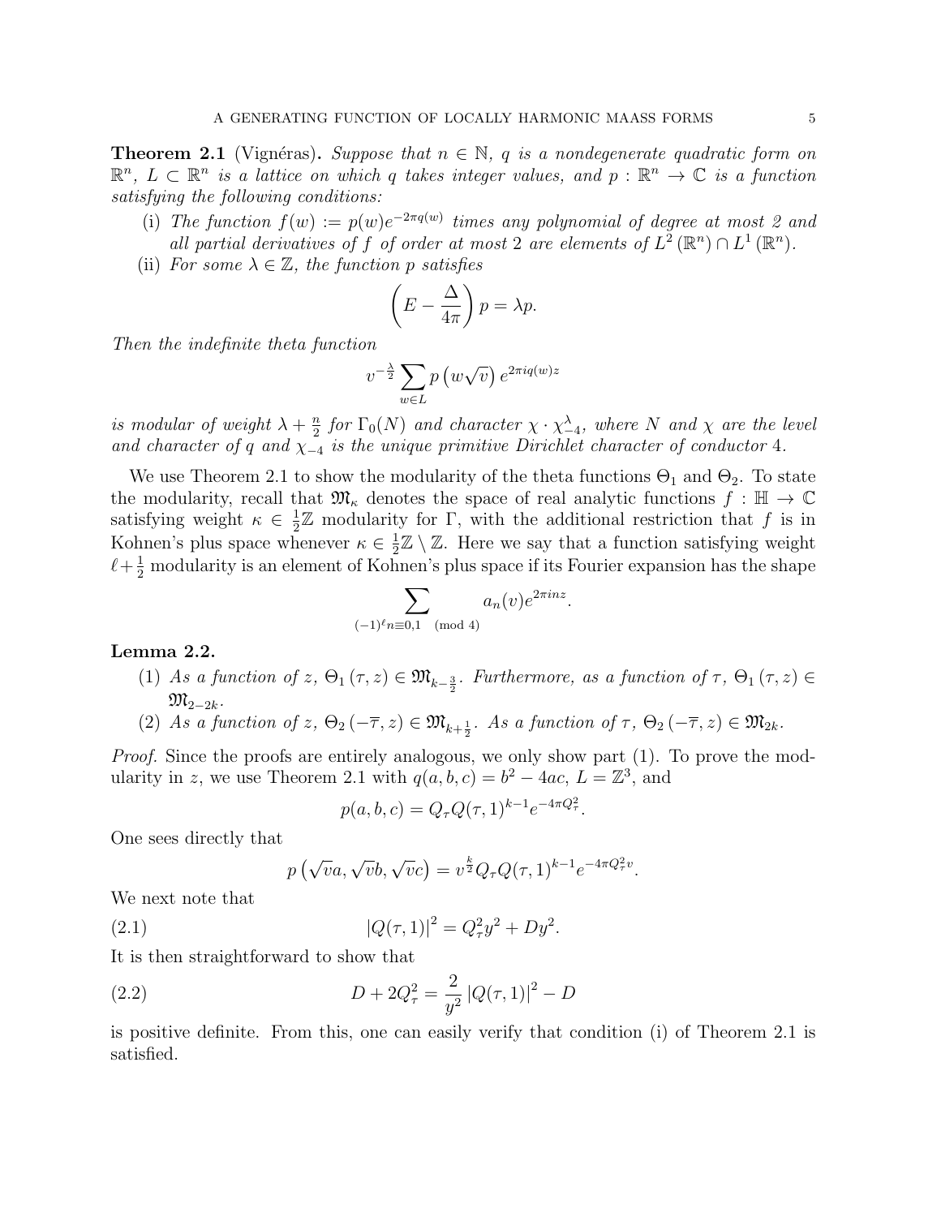**Theorem 2.1** (Vignéras)**.** *Suppose that $n \in \mathbb{N}$, $q$ is a nondegenerate quadratic form on $\mathbb{R}^n$, $L \subset \mathbb{R}^n$ is a lattice on which $q$ takes integer values, and $p : \mathbb{R}^n \to \mathbb{C}$ is a function satisfying the following conditions:*

1. *The function $f(w) := p(w)e^{-2\pi q(w)}$ times any polynomial of degree at most 2 and all partial derivatives of $f$ of order at most 2 are elements of $L^2(\mathbb{R}^n) \cap L^1(\mathbb{R}^n)$.*
2. *For some $\lambda \in \mathbb{Z}$, the function $p$ satisfies*
$$\left(E - \frac{\Delta}{4\pi}\right) p = \lambda p.$$

*Then the indefinite theta function*
$$v^{-\frac{\lambda}{2}} \sum_{w \in L} p\left(w\sqrt{v}\right) e^{2\pi i q(w) z}$$
*is modular of weight $\lambda + \frac{n}{2}$ for $\Gamma_0(N)$ and character $\chi \cdot \chi_{-4}^{\lambda}$, where $N$ and $\chi$ are the level and character of $q$ and $\chi_{-4}$ is the unique primitive Dirichlet character of conductor 4.*

We use Theorem 2.1 to show the modularity of the theta functions $\Theta_1$ and $\Theta_2$. To state the modularity, recall that $\mathfrak{M}_\kappa$ denotes the space of real analytic functions $f : \mathbb{H} \to \mathbb{C}$ satisfying weight $\kappa \in \frac{1}{2}\mathbb{Z}$ modularity for $\Gamma$, with the additional restriction that $f$ is in Kohnen's plus space whenever $\kappa \in \frac{1}{2}\mathbb{Z} \setminus \mathbb{Z}$. Here we say that a function satisfying weight $\ell + \frac{1}{2}$ modularity is an element of Kohnen's plus space if its Fourier expansion has the shape
$$\sum_{(-1)^{\ell} n \equiv 0,1 \pmod 4} a_n(v) e^{2\pi i n z}.$$

**Lemma 2.2.**

1. *As a function of $z$, $\Theta_1(\tau, z) \in \mathfrak{M}_{k-\frac{3}{2}}$. Furthermore, as a function of $\tau$, $\Theta_1(\tau, z) \in \mathfrak{M}_{2-2k}$.*
2. *As a function of $z$, $\Theta_2(-\overline{\tau}, z) \in \mathfrak{M}_{k+\frac{1}{2}}$. As a function of $\tau$, $\Theta_2(-\overline{\tau}, z) \in \mathfrak{M}_{2k}$.*

*Proof.* Since the proofs are entirely analogous, we only show part (1). To prove the modularity in $z$, we use Theorem 2.1 with $q(a,b,c) = b^2 - 4ac$, $L = \mathbb{Z}^3$, and
$$p(a,b,c) = Q_\tau Q(\tau, 1)^{k-1} e^{-4\pi Q_\tau^2}.$$

One sees directly that
$$p\left(\sqrt{v}a, \sqrt{v}b, \sqrt{v}c\right) = v^{\frac{k}{2}} Q_\tau Q(\tau, 1)^{k-1} e^{-4\pi Q_\tau^2 v}.$$

We next note that
$$|Q(\tau,1)|^2 = Q_\tau^2 y^2 + D y^2. \tag{2.1}$$

It is then straightforward to show that
$$D + 2Q_\tau^2 = \frac{2}{y^2}|Q(\tau,1)|^2 - D \tag{2.2}$$

is positive definite. From this, one can easily verify that condition (i) of Theorem 2.1 is satisfied.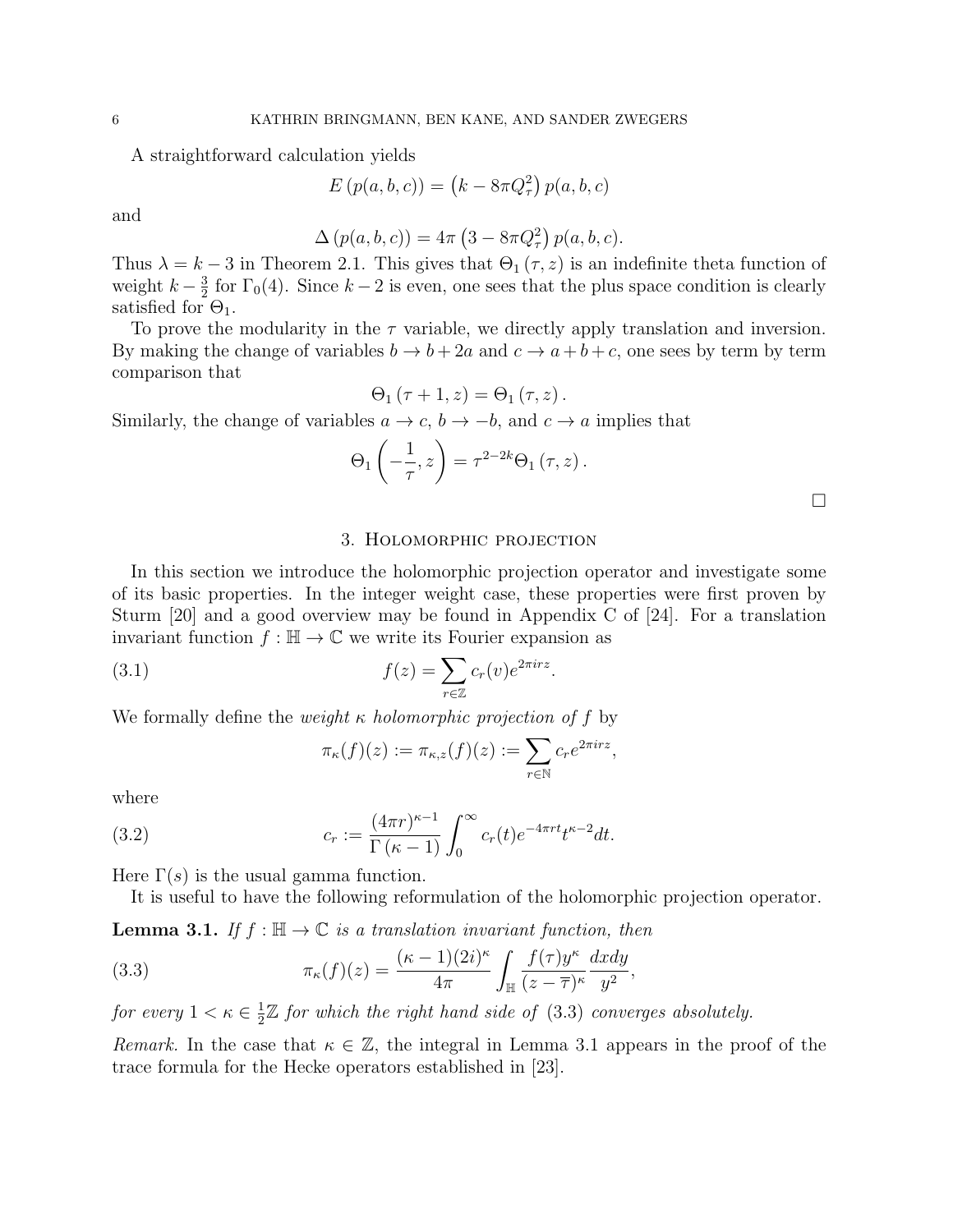A straightforward calculation yields

$$E\left(p(a,b,c)\right) = \left(k - 8\pi Q_\tau^2\right) p(a,b,c)$$

and

$$\Delta\left(p(a,b,c)\right) = 4\pi\left(3 - 8\pi Q_\tau^2\right) p(a,b,c).$$

Thus $\lambda = k-3$ in Theorem 2.1. This gives that $\Theta_1(\tau,z)$ is an indefinite theta function of weight $k - \frac{3}{2}$ for $\Gamma_0(4)$. Since $k-2$ is even, one sees that the plus space condition is clearly satisfied for $\Theta_1$.

To prove the modularity in the $\tau$ variable, we directly apply translation and inversion. By making the change of variables $b \to b + 2a$ and $c \to a+b+c$, one sees by term by term comparison that

$$\Theta_1(\tau+1,z) = \Theta_1(\tau,z).$$

Similarly, the change of variables $a \to c$, $b \to -b$, and $c \to a$ implies that

$$\Theta_1\left(-\frac{1}{\tau}, z\right) = \tau^{2-2k}\Theta_1(\tau,z).$$

□

## 3. Holomorphic projection

In this section we introduce the holomorphic projection operator and investigate some of its basic properties. In the integer weight case, these properties were first proven by Sturm [20] and a good overview may be found in Appendix C of [24]. For a translation invariant function $f : \mathbb{H} \to \mathbb{C}$ we write its Fourier expansion as

$$f(z) = \sum_{r\in\mathbb{Z}} c_r(v) e^{2\pi i r z}. \tag{3.1}$$

We formally define the *weight $\kappa$ holomorphic projection of $f$* by

$$\pi_\kappa(f)(z) := \pi_{\kappa,z}(f)(z) := \sum_{r\in\mathbb{N}} c_r e^{2\pi i r z},$$

where

$$c_r := \frac{(4\pi r)^{\kappa-1}}{\Gamma(\kappa-1)} \int_0^\infty c_r(t) e^{-4\pi r t} t^{\kappa-2} dt. \tag{3.2}$$

Here $\Gamma(s)$ is the usual gamma function.

It is useful to have the following reformulation of the holomorphic projection operator.

**Lemma 3.1.** *If $f : \mathbb{H} \to \mathbb{C}$ is a translation invariant function, then*

$$\pi_\kappa(f)(z) = \frac{(\kappa-1)(2i)^\kappa}{4\pi} \int_{\mathbb{H}} \frac{f(\tau) y^\kappa}{(z-\overline{\tau})^\kappa} \frac{dxdy}{y^2}, \tag{3.3}$$

*for every $1 < \kappa \in \frac{1}{2}\mathbb{Z}$ for which the right hand side of (3.3) converges absolutely.*

*Remark.* In the case that $\kappa \in \mathbb{Z}$, the integral in Lemma 3.1 appears in the proof of the trace formula for the Hecke operators established in [23].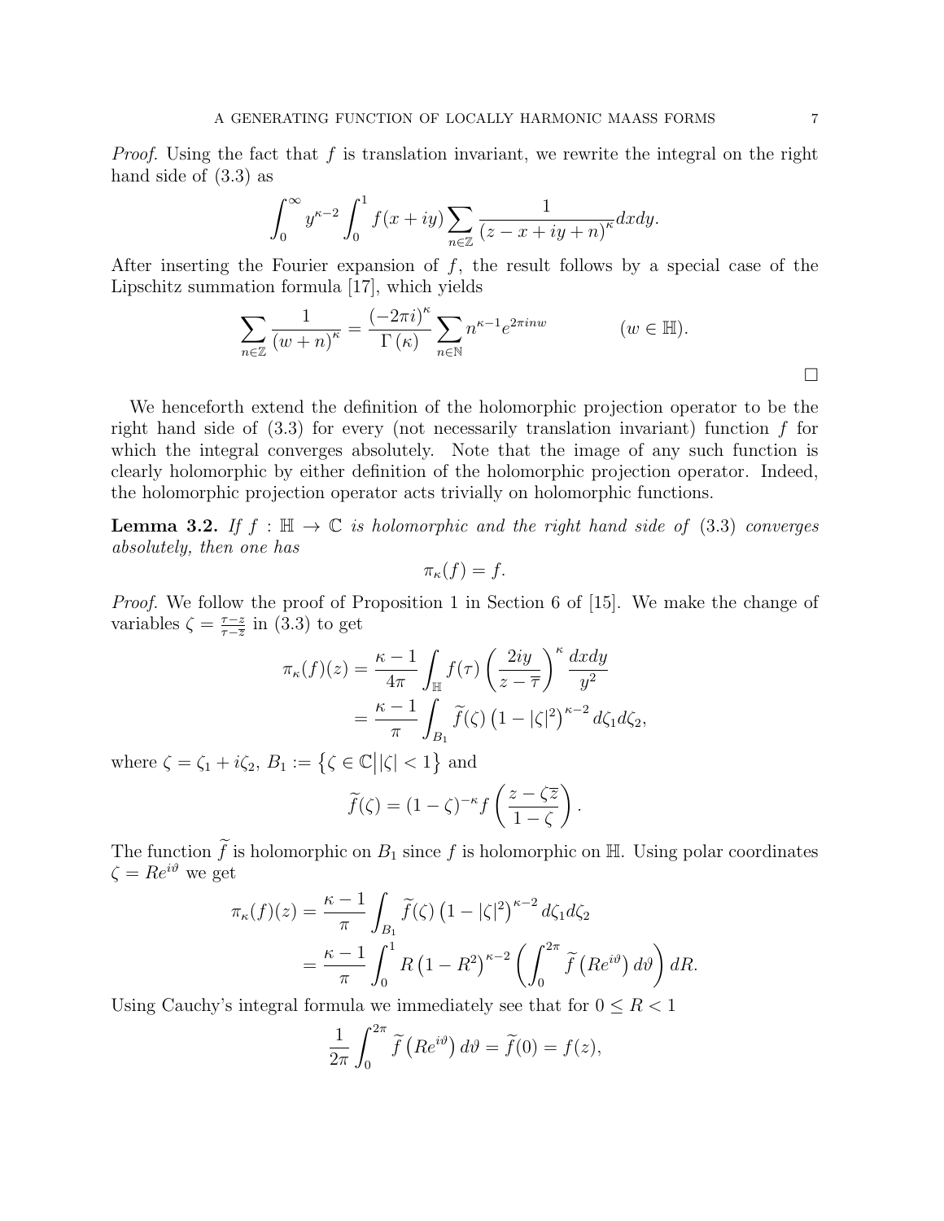*Proof.* Using the fact that $f$ is translation invariant, we rewrite the integral on the right hand side of (3.3) as

$$\int_0^\infty y^{\kappa-2} \int_0^1 f(x+iy) \sum_{n\in\mathbb{Z}} \frac{1}{(z-x+iy+n)^\kappa} dxdy.$$

After inserting the Fourier expansion of $f$, the result follows by a special case of the Lipschitz summation formula [17], which yields

$$\sum_{n\in\mathbb{Z}} \frac{1}{(w+n)^\kappa} = \frac{(-2\pi i)^\kappa}{\Gamma(\kappa)} \sum_{n\in\mathbb{N}} n^{\kappa-1} e^{2\pi i n w} \qquad (w\in\mathbb{H}).$$

□

We henceforth extend the definition of the holomorphic projection operator to be the right hand side of (3.3) for every (not necessarily translation invariant) function $f$ for which the integral converges absolutely. Note that the image of any such function is clearly holomorphic by either definition of the holomorphic projection operator. Indeed, the holomorphic projection operator acts trivially on holomorphic functions.

**Lemma 3.2.** *If $f : \mathbb{H} \to \mathbb{C}$ is holomorphic and the right hand side of (3.3) converges absolutely, then one has*

$$\pi_\kappa(f) = f.$$

*Proof.* We follow the proof of Proposition 1 in Section 6 of [15]. We make the change of variables $\zeta = \frac{\tau - z}{\tau - \overline{z}}$ in (3.3) to get

$$\begin{aligned}
\pi_\kappa(f)(z) &= \frac{\kappa-1}{4\pi} \int_{\mathbb{H}} f(\tau) \left(\frac{2iy}{z-\overline{\tau}}\right)^\kappa \frac{dxdy}{y^2} \\
&= \frac{\kappa-1}{\pi} \int_{B_1} \widetilde{f}(\zeta) \left(1-|\zeta|^2\right)^{\kappa-2} d\zeta_1 d\zeta_2,
\end{aligned}$$

where $\zeta = \zeta_1 + i\zeta_2$, $B_1 := \left\{\zeta\in\mathbb{C} \middle| |\zeta| < 1\right\}$ and

$$\widetilde{f}(\zeta) = (1-\zeta)^{-\kappa} f\left(\frac{z-\zeta\overline{z}}{1-\zeta}\right).$$

The function $\widetilde{f}$ is holomorphic on $B_1$ since $f$ is holomorphic on $\mathbb{H}$. Using polar coordinates $\zeta = Re^{i\vartheta}$ we get

$$\begin{aligned}
\pi_\kappa(f)(z) &= \frac{\kappa-1}{\pi} \int_{B_1} \widetilde{f}(\zeta) \left(1-|\zeta|^2\right)^{\kappa-2} d\zeta_1 d\zeta_2 \\
&= \frac{\kappa-1}{\pi} \int_0^1 R\left(1-R^2\right)^{\kappa-2} \left(\int_0^{2\pi} \widetilde{f}\left(Re^{i\vartheta}\right) d\vartheta\right) dR.
\end{aligned}$$

Using Cauchy's integral formula we immediately see that for $0 \le R < 1$

$$\frac{1}{2\pi} \int_0^{2\pi} \widetilde{f}\left(Re^{i\vartheta}\right) d\vartheta = \widetilde{f}(0) = f(z),$$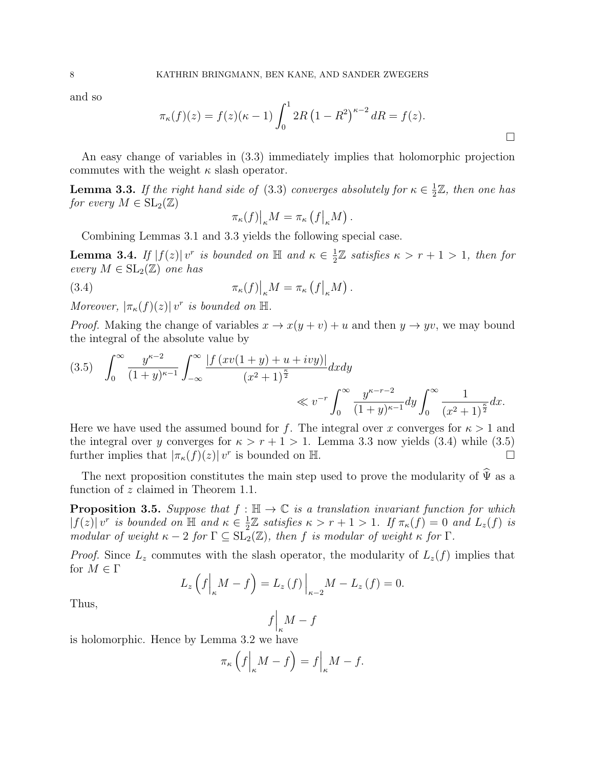and so

$$\pi_\kappa(f)(z) = f(z)(\kappa - 1)\int_0^1 2R\left(1-R^2\right)^{\kappa-2} dR = f(z).$$

□

An easy change of variables in (3.3) immediately implies that holomorphic projection commutes with the weight $\kappa$ slash operator.

**Lemma 3.3.** *If the right hand side of* (3.3) *converges absolutely for $\kappa \in \frac{1}{2}\mathbb{Z}$, then one has for every $M \in \mathrm{SL}_2(\mathbb{Z})$*

$$\pi_\kappa(f)\big|_\kappa M = \pi_\kappa\left(f\big|_\kappa M\right).$$

Combining Lemmas 3.1 and 3.3 yields the following special case.

**Lemma 3.4.** *If $|f(z)|\, v^r$ is bounded on $\mathbb{H}$ and $\kappa \in \frac{1}{2}\mathbb{Z}$ satisfies $\kappa > r+1 > 1$, then for every $M \in \mathrm{SL}_2(\mathbb{Z})$ one has*

$$\pi_\kappa(f)\big|_\kappa M = \pi_\kappa\left(f\big|_\kappa M\right). \tag{3.4}$$

*Moreover, $|\pi_\kappa(f)(z)|\, v^r$ is bounded on $\mathbb{H}$.*

*Proof.* Making the change of variables $x \to x(y+v)+u$ and then $y \to yv$, we may bound the integral of the absolute value by

$$\int_0^\infty \frac{y^{\kappa-2}}{(1+y)^{\kappa-1}} \int_{-\infty}^\infty \frac{|f\left(xv(1+y)+u+ivy\right)|}{(x^2+1)^{\frac{\kappa}{2}}} dx dy \ll v^{-r}\int_0^\infty \frac{y^{\kappa-r-2}}{(1+y)^{\kappa-1}} dy \int_0^\infty \frac{1}{(x^2+1)^{\frac{\kappa}{2}}} dx. \tag{3.5}$$

Here we have used the assumed bound for $f$. The integral over $x$ converges for $\kappa > 1$ and the integral over $y$ converges for $\kappa > r+1 > 1$. Lemma 3.3 now yields (3.4) while (3.5) further implies that $|\pi_\kappa(f)(z)|\, v^r$ is bounded on $\mathbb{H}$. □

The next proposition constitutes the main step used to prove the modularity of $\widehat{\Psi}$ as a function of $z$ claimed in Theorem 1.1.

**Proposition 3.5.** *Suppose that $f : \mathbb{H} \to \mathbb{C}$ is a translation invariant function for which $|f(z)|\, v^r$ is bounded on $\mathbb{H}$ and $\kappa \in \frac{1}{2}\mathbb{Z}$ satisfies $\kappa > r+1 > 1$. If $\pi_\kappa(f) = 0$ and $L_z(f)$ is modular of weight $\kappa - 2$ for $\Gamma \subseteq \mathrm{SL}_2(\mathbb{Z})$, then $f$ is modular of weight $\kappa$ for $\Gamma$.*

*Proof.* Since $L_z$ commutes with the slash operator, the modularity of $L_z(f)$ implies that for $M \in \Gamma$

$$L_z\left(f\Big|_\kappa M - f\right) = L_z\left(f\right)\Big|_{\kappa-2} M - L_z\left(f\right) = 0.$$

Thus,

$$f\Big|_\kappa M - f$$

is holomorphic. Hence by Lemma 3.2 we have

$$\pi_\kappa\left(f\Big|_\kappa M - f\right) = f\Big|_\kappa M - f.$$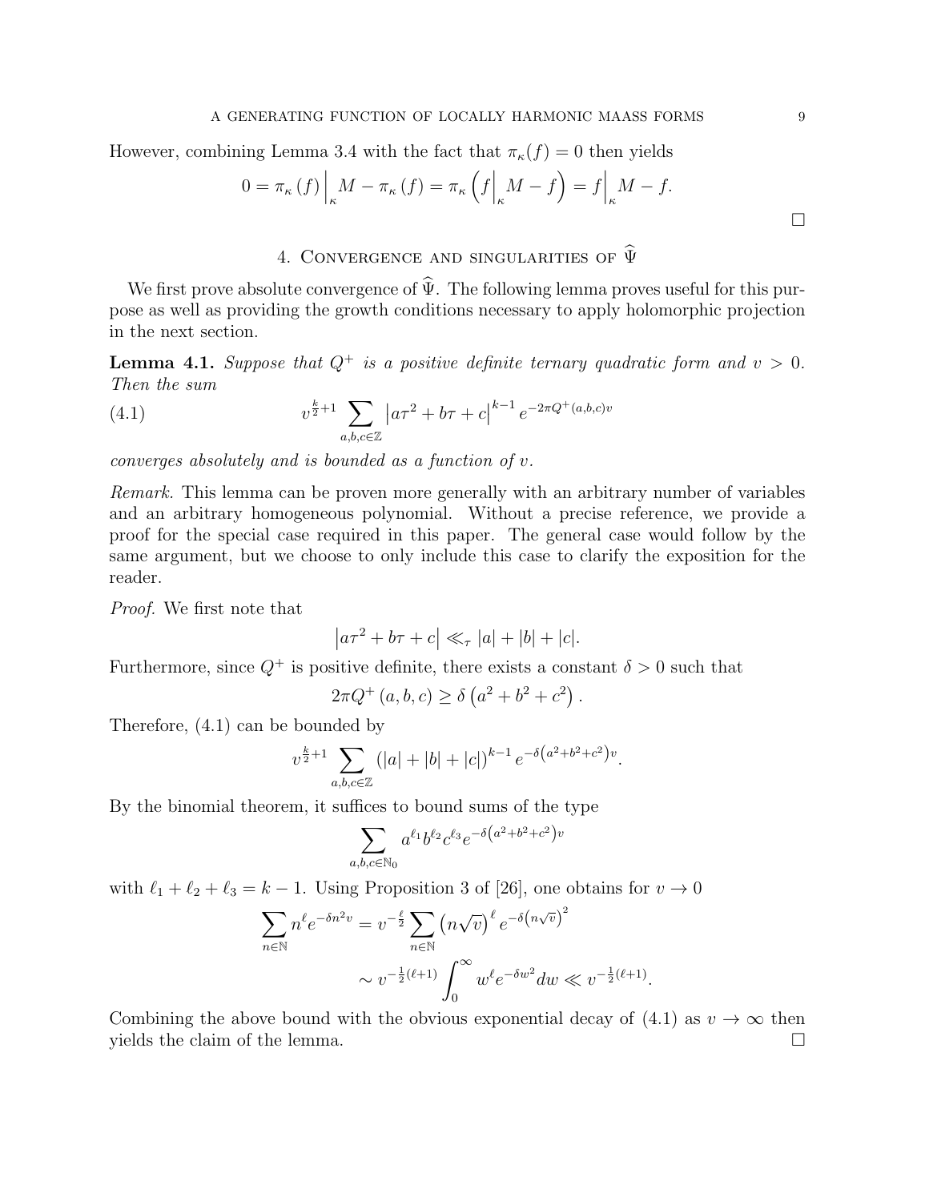However, combining Lemma 3.4 with the fact that $\pi_\kappa(f) = 0$ then yields

$$0 = \pi_\kappa(f)\Big|_\kappa M - \pi_\kappa(f) = \pi_\kappa\left(f\Big|_\kappa M - f\right) = f\Big|_\kappa M - f.$$

□

## 4. Convergence and singularities of $\widehat{\Psi}$

We first prove absolute convergence of $\widehat{\Psi}$. The following lemma proves useful for this purpose as well as providing the growth conditions necessary to apply holomorphic projection in the next section.

**Lemma 4.1.** *Suppose that $Q^+$ is a positive definite ternary quadratic form and $v > 0$. Then the sum*

$$v^{\frac{k}{2}+1} \sum_{a,b,c\in\mathbb{Z}} \left|a\tau^2 + b\tau + c\right|^{k-1} e^{-2\pi Q^+(a,b,c)v} \tag{4.1}$$

*converges absolutely and is bounded as a function of $v$.*

*Remark.* This lemma can be proven more generally with an arbitrary number of variables and an arbitrary homogeneous polynomial. Without a precise reference, we provide a proof for the special case required in this paper. The general case would follow by the same argument, but we choose to only include this case to clarify the exposition for the reader.

*Proof.* We first note that

$$\left|a\tau^2 + b\tau + c\right| \ll_\tau |a| + |b| + |c|.$$

Furthermore, since $Q^+$ is positive definite, there exists a constant $\delta > 0$ such that

$$2\pi Q^+(a,b,c) \geq \delta\left(a^2 + b^2 + c^2\right).$$

Therefore, (4.1) can be bounded by

$$v^{\frac{k}{2}+1} \sum_{a,b,c\in\mathbb{Z}} \left(|a| + |b| + |c|\right)^{k-1} e^{-\delta\left(a^2+b^2+c^2\right)v}.$$

By the binomial theorem, it suffices to bound sums of the type

$$\sum_{a,b,c\in\mathbb{N}_0} a^{\ell_1} b^{\ell_2} c^{\ell_3} e^{-\delta\left(a^2+b^2+c^2\right)v}$$

with $\ell_1 + \ell_2 + \ell_3 = k - 1$. Using Proposition 3 of [26], one obtains for $v \to 0$

$$\begin{aligned}\sum_{n\in\mathbb{N}} n^\ell e^{-\delta n^2 v} &= v^{-\frac{\ell}{2}} \sum_{n\in\mathbb{N}} \left(n\sqrt{v}\right)^\ell e^{-\delta\left(n\sqrt{v}\right)^2} \\ &\sim v^{-\frac{1}{2}(\ell+1)} \int_0^\infty w^\ell e^{-\delta w^2} dw \ll v^{-\frac{1}{2}(\ell+1)}.\end{aligned}$$

Combining the above bound with the obvious exponential decay of (4.1) as $v \to \infty$ then yields the claim of the lemma. □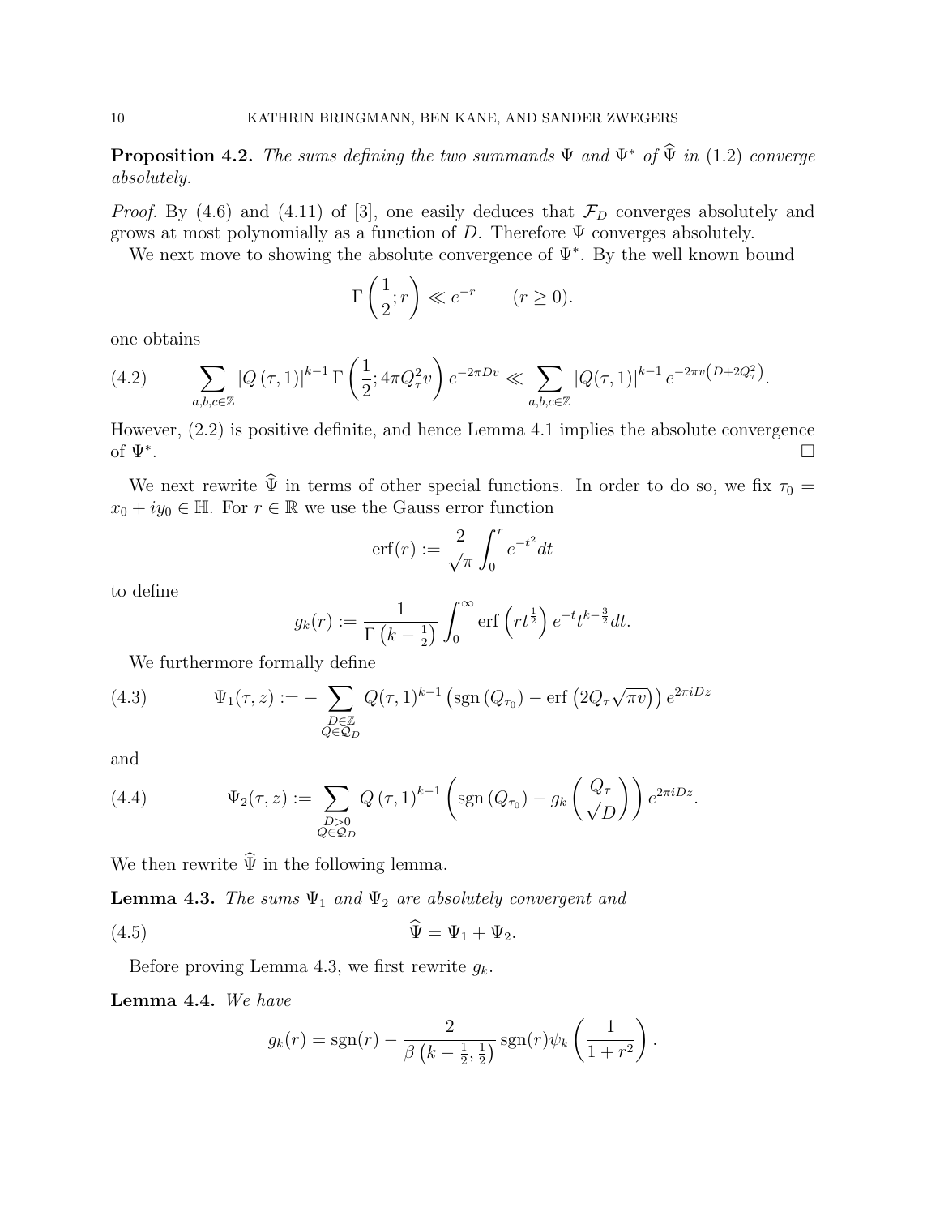**Proposition 4.2.** *The sums defining the two summands $\Psi$ and $\Psi^*$ of $\widehat{\Psi}$ in (1.2) converge absolutely.*

*Proof.* By (4.6) and (4.11) of [3], one easily deduces that $\mathcal{F}_D$ converges absolutely and grows at most polynomially as a function of $D$. Therefore $\Psi$ converges absolutely.

We next move to showing the absolute convergence of $\Psi^*$. By the well known bound

$$\Gamma\left(\frac{1}{2}; r\right) \ll e^{-r} \qquad (r \geq 0).$$

one obtains

$$\sum_{a,b,c\in\mathbb{Z}} |Q(\tau, 1)|^{k-1}\, \Gamma\left(\frac{1}{2}; 4\pi Q_\tau^2 v\right) e^{-2\pi D v} \ll \sum_{a,b,c\in\mathbb{Z}} |Q(\tau,1)|^{k-1} e^{-2\pi v\left(D+2Q_\tau^2\right)}. \tag{4.2}$$

However, (2.2) is positive definite, and hence Lemma 4.1 implies the absolute convergence of $\Psi^*$. $\square$

We next rewrite $\widehat{\Psi}$ in terms of other special functions. In order to do so, we fix $\tau_0 = x_0 + iy_0 \in \mathbb{H}$. For $r \in \mathbb{R}$ we use the Gauss error function

$$\operatorname{erf}(r) := \frac{2}{\sqrt{\pi}} \int_0^r e^{-t^2} dt$$

to define

$$g_k(r) := \frac{1}{\Gamma\left(k - \frac{1}{2}\right)} \int_0^\infty \operatorname{erf}\left(r t^{\frac{1}{2}}\right) e^{-t} t^{k-\frac{3}{2}} dt.$$

We furthermore formally define

$$\Psi_1(\tau, z) := -\sum_{\substack{D\in\mathbb{Z}\\ Q\in\mathcal{Q}_D}} Q(\tau,1)^{k-1}\left(\operatorname{sgn}\left(Q_{\tau_0}\right) - \operatorname{erf}\left(2Q_\tau\sqrt{\pi v}\right)\right) e^{2\pi i D z} \tag{4.3}$$

and

$$\Psi_2(\tau, z) := \sum_{\substack{D>0\\ Q\in\mathcal{Q}_D}} Q(\tau, 1)^{k-1}\left(\operatorname{sgn}\left(Q_{\tau_0}\right) - g_k\left(\frac{Q_\tau}{\sqrt{D}}\right)\right) e^{2\pi i D z}. \tag{4.4}$$

We then rewrite $\widehat{\Psi}$ in the following lemma.

**Lemma 4.3.** *The sums $\Psi_1$ and $\Psi_2$ are absolutely convergent and*

$$\widehat{\Psi} = \Psi_1 + \Psi_2. \tag{4.5}$$

Before proving Lemma 4.3, we first rewrite $g_k$.

**Lemma 4.4.** *We have*

$$g_k(r) = \operatorname{sgn}(r) - \frac{2}{\beta\left(k - \frac{1}{2}, \frac{1}{2}\right)} \operatorname{sgn}(r) \psi_k\left(\frac{1}{1+r^2}\right).$$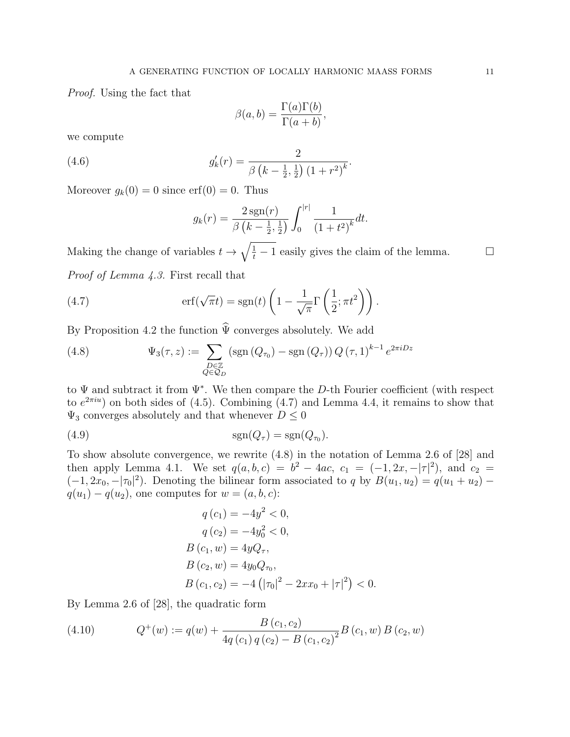*Proof.* Using the fact that

$$\beta(a,b) = \frac{\Gamma(a)\Gamma(b)}{\Gamma(a+b)},$$

we compute

$$g_k'(r) = \frac{2}{\beta\left(k-\frac{1}{2},\frac{1}{2}\right)\left(1+r^2\right)^k}. \tag{4.6}$$

Moreover $g_k(0) = 0$ since $\operatorname{erf}(0) = 0$. Thus

$$g_k(r) = \frac{2\operatorname{sgn}(r)}{\beta\left(k-\frac{1}{2},\frac{1}{2}\right)} \int_0^{|r|} \frac{1}{\left(1+t^2\right)^k} dt.$$

Making the change of variables $t \to \sqrt{\frac{1}{t}-1}$ easily gives the claim of the lemma. $\square$

*Proof of Lemma 4.3.* First recall that

$$\operatorname{erf}(\sqrt{\pi}t) = \operatorname{sgn}(t)\left(1 - \frac{1}{\sqrt{\pi}}\Gamma\left(\frac{1}{2};\pi t^2\right)\right). \tag{4.7}$$

By Proposition 4.2 the function $\widehat{\Psi}$ converges absolutely. We add

$$\Psi_3(\tau,z) := \sum_{\substack{D\in\mathbb{Z}\\ Q\in\mathcal{Q}_D}} \left(\operatorname{sgn}\left(Q_{\tau_0}\right) - \operatorname{sgn}\left(Q_\tau\right)\right) Q\left(\tau,1\right)^{k-1} e^{2\pi i D z} \tag{4.8}$$

to $\Psi$ and subtract it from $\Psi^*$. We then compare the $D$-th Fourier coefficient (with respect to $e^{2\pi i u}$) on both sides of (4.5). Combining (4.7) and Lemma 4.4, it remains to show that $\Psi_3$ converges absolutely and that whenever $D \leq 0$

$$\operatorname{sgn}(Q_\tau) = \operatorname{sgn}(Q_{\tau_0}). \tag{4.9}$$

To show absolute convergence, we rewrite (4.8) in the notation of Lemma 2.6 of [28] and then apply Lemma 4.1. We set $q(a,b,c) = b^2 - 4ac$, $c_1 = (-1, 2x, -|\tau|^2)$, and $c_2 = (-1, 2x_0, -|\tau_0|^2)$. Denoting the bilinear form associated to $q$ by $B(u_1,u_2) = q(u_1+u_2) - q(u_1) - q(u_2)$, one computes for $w = (a,b,c)$:

$$\begin{aligned}
q\left(c_1\right) &= -4y^2 < 0,\\
q\left(c_2\right) &= -4y_0^2 < 0,\\
B\left(c_1,w\right) &= 4yQ_\tau,\\
B\left(c_2,w\right) &= 4y_0Q_{\tau_0},\\
B\left(c_1,c_2\right) &= -4\left(\left|\tau_0\right|^2 - 2xx_0 + \left|\tau\right|^2\right) < 0.
\end{aligned}$$

By Lemma 2.6 of [28], the quadratic form

$$Q^+(w) := q(w) + \frac{B\left(c_1,c_2\right)}{4q\left(c_1\right)q\left(c_2\right) - B\left(c_1,c_2\right)^2} B\left(c_1,w\right) B\left(c_2,w\right) \tag{4.10}$$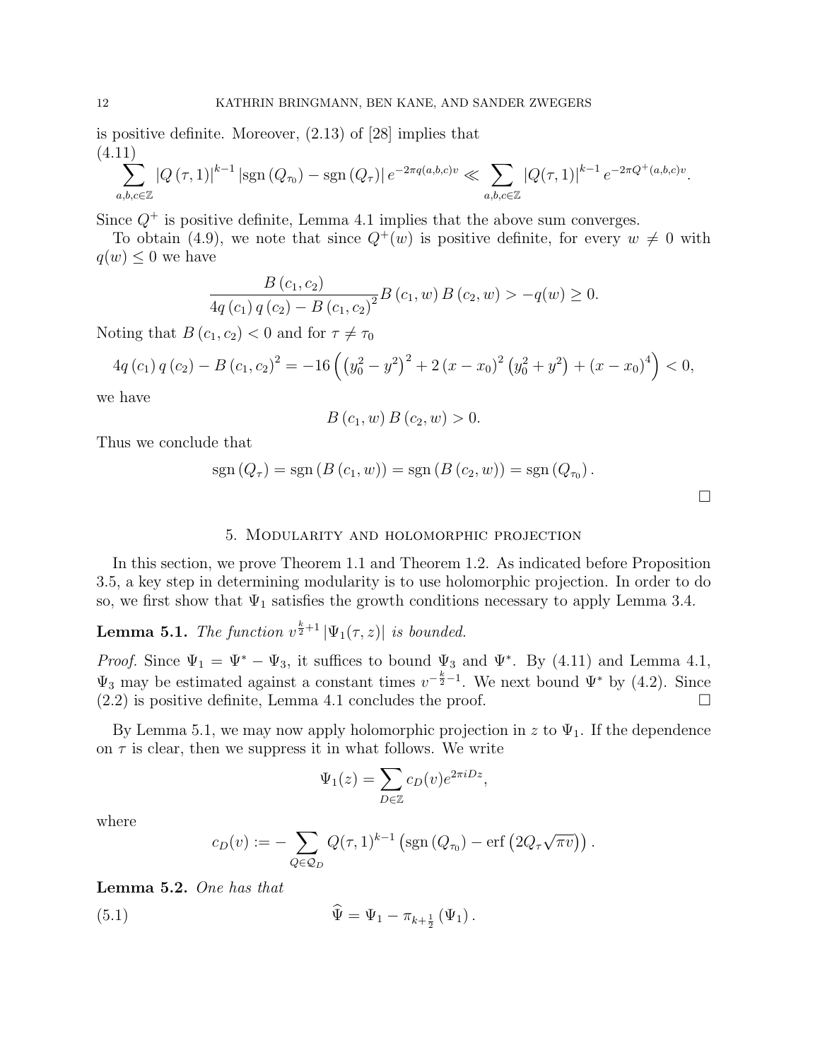is positive definite. Moreover, (2.13) of [28] implies that

$$\sum_{a,b,c\in\mathbb{Z}} |Q(\tau,1)|^{k-1} |\operatorname{sgn}(Q_{\tau_0}) - \operatorname{sgn}(Q_\tau)| e^{-2\pi q(a,b,c)v} \ll \sum_{a,b,c\in\mathbb{Z}} |Q(\tau,1)|^{k-1} e^{-2\pi Q^+(a,b,c)v}. \tag{4.11}$$

Since $Q^+$ is positive definite, Lemma 4.1 implies that the above sum converges.

To obtain (4.9), we note that since $Q^+(w)$ is positive definite, for every $w \neq 0$ with $q(w) \leq 0$ we have

$$\frac{B(c_1,c_2)}{4q(c_1)q(c_2) - B(c_1,c_2)^2} B(c_1,w)\, B(c_2,w) > -q(w) \geq 0.$$

Noting that $B(c_1,c_2) < 0$ and for $\tau \neq \tau_0$

$$4q(c_1)q(c_2) - B(c_1,c_2)^2 = -16\left(\left(y_0^2 - y^2\right)^2 + 2(x-x_0)^2\left(y_0^2+y^2\right) + (x-x_0)^4\right) < 0,$$

we have

$$B(c_1,w)\, B(c_2,w) > 0.$$

Thus we conclude that

$$\operatorname{sgn}(Q_\tau) = \operatorname{sgn}(B(c_1,w)) = \operatorname{sgn}(B(c_2,w)) = \operatorname{sgn}(Q_{\tau_0}).$$

□

## 5. Modularity and holomorphic projection

In this section, we prove Theorem 1.1 and Theorem 1.2. As indicated before Proposition 3.5, a key step in determining modularity is to use holomorphic projection. In order to do so, we first show that $\Psi_1$ satisfies the growth conditions necessary to apply Lemma 3.4.

**Lemma 5.1.** *The function $v^{\frac{k}{2}+1}|\Psi_1(\tau,z)|$ is bounded.*

*Proof.* Since $\Psi_1 = \Psi^* - \Psi_3$, it suffices to bound $\Psi_3$ and $\Psi^*$. By (4.11) and Lemma 4.1, $\Psi_3$ may be estimated against a constant times $v^{-\frac{k}{2}-1}$. We next bound $\Psi^*$ by (4.2). Since (2.2) is positive definite, Lemma 4.1 concludes the proof. □

By Lemma 5.1, we may now apply holomorphic projection in $z$ to $\Psi_1$. If the dependence on $\tau$ is clear, then we suppress it in what follows. We write

$$\Psi_1(z) = \sum_{D\in\mathbb{Z}} c_D(v) e^{2\pi i D z},$$

where

$$c_D(v) := -\sum_{Q\in\mathcal{Q}_D} Q(\tau,1)^{k-1}\left(\operatorname{sgn}(Q_{\tau_0}) - \operatorname{erf}\left(2Q_\tau\sqrt{\pi v}\right)\right).$$

**Lemma 5.2.** *One has that*

$$\widehat{\Psi} = \Psi_1 - \pi_{k+\frac{1}{2}}(\Psi_1). \tag{5.1}$$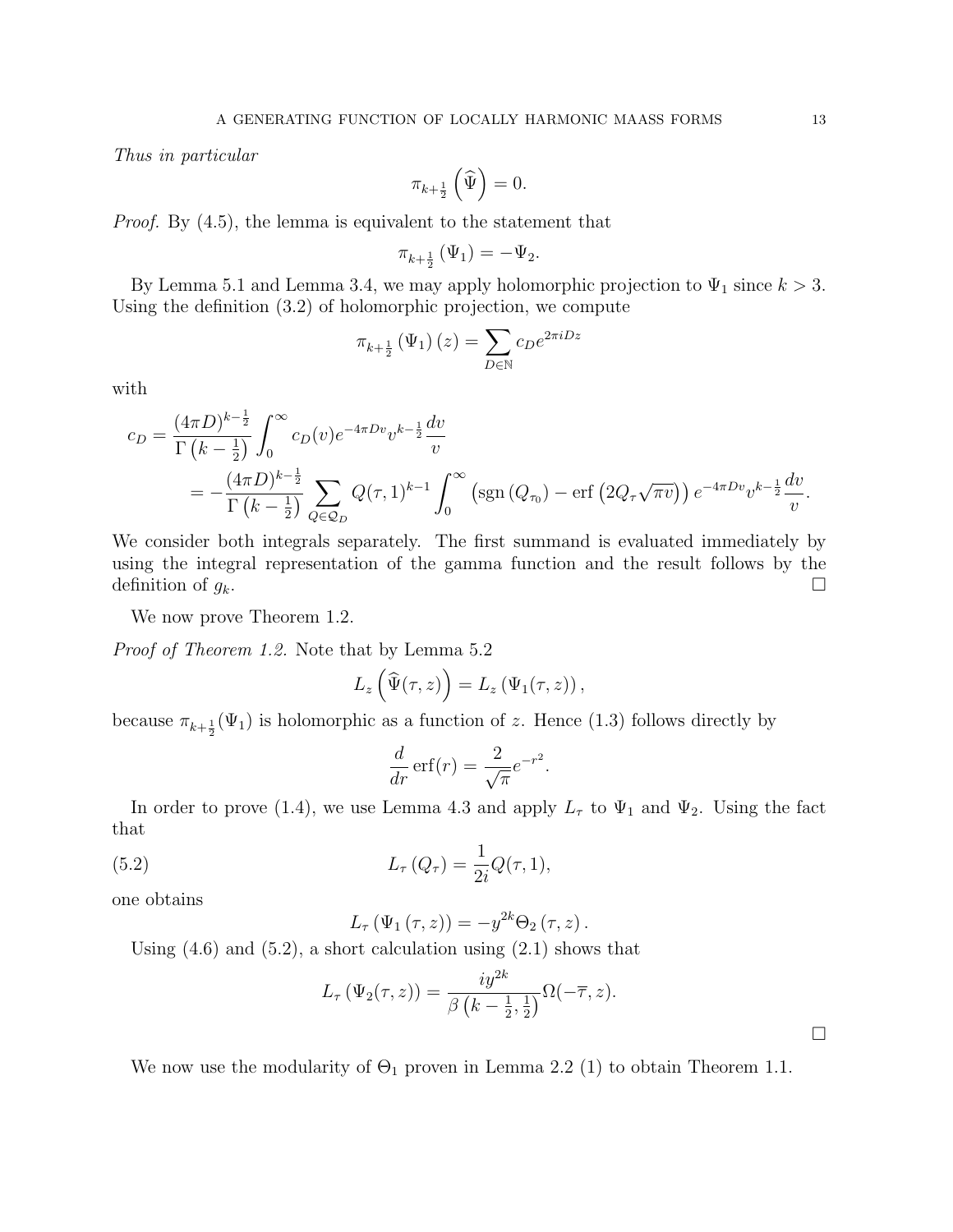*Thus in particular*

$$\pi_{k+\frac{1}{2}}\left(\widehat{\Psi}\right)=0.$$

*Proof.* By (4.5), the lemma is equivalent to the statement that

$$\pi_{k+\frac{1}{2}}\left(\Psi_1\right)=-\Psi_2.$$

By Lemma 5.1 and Lemma 3.4, we may apply holomorphic projection to $\Psi_1$ since $k>3$. Using the definition (3.2) of holomorphic projection, we compute

$$\pi_{k+\frac{1}{2}}\left(\Psi_1\right)(z)=\sum_{D\in\mathbb{N}}c_D e^{2\pi i D z}$$

with

$$\begin{aligned}
c_D &= \frac{(4\pi D)^{k-\frac{1}{2}}}{\Gamma\left(k-\frac{1}{2}\right)}\int_0^\infty c_D(v)e^{-4\pi D v}v^{k-\frac{1}{2}}\frac{dv}{v}\\
&= -\frac{(4\pi D)^{k-\frac{1}{2}}}{\Gamma\left(k-\frac{1}{2}\right)}\sum_{Q\in\mathcal{Q}_D}Q(\tau,1)^{k-1}\int_0^\infty\left(\operatorname{sgn}\left(Q_{\tau_0}\right)-\operatorname{erf}\left(2Q_\tau\sqrt{\pi v}\right)\right)e^{-4\pi D v}v^{k-\frac{1}{2}}\frac{dv}{v}.
\end{aligned}$$

We consider both integrals separately. The first summand is evaluated immediately by using the integral representation of the gamma function and the result follows by the definition of $g_k$. □

We now prove Theorem 1.2.

*Proof of Theorem 1.2.* Note that by Lemma 5.2

$$L_z\left(\widehat{\Psi}(\tau,z)\right)=L_z\left(\Psi_1(\tau,z)\right),$$

because $\pi_{k+\frac{1}{2}}(\Psi_1)$ is holomorphic as a function of $z$. Hence (1.3) follows directly by

$$\frac{d}{dr}\operatorname{erf}(r)=\frac{2}{\sqrt{\pi}}e^{-r^2}.$$

In order to prove (1.4), we use Lemma 4.3 and apply $L_\tau$ to $\Psi_1$ and $\Psi_2$. Using the fact that

$$L_\tau\left(Q_\tau\right)=\frac{1}{2i}Q(\tau,1), \tag{5.2}$$

one obtains

$$L_\tau\left(\Psi_1\left(\tau,z\right)\right)=-y^{2k}\Theta_2\left(\tau,z\right).$$

Using (4.6) and (5.2), a short calculation using (2.1) shows that

$$L_\tau\left(\Psi_2(\tau,z)\right)=\frac{iy^{2k}}{\beta\left(k-\frac{1}{2},\frac{1}{2}\right)}\Omega(-\overline{\tau},z).$$

□

We now use the modularity of $\Theta_1$ proven in Lemma 2.2 (1) to obtain Theorem 1.1.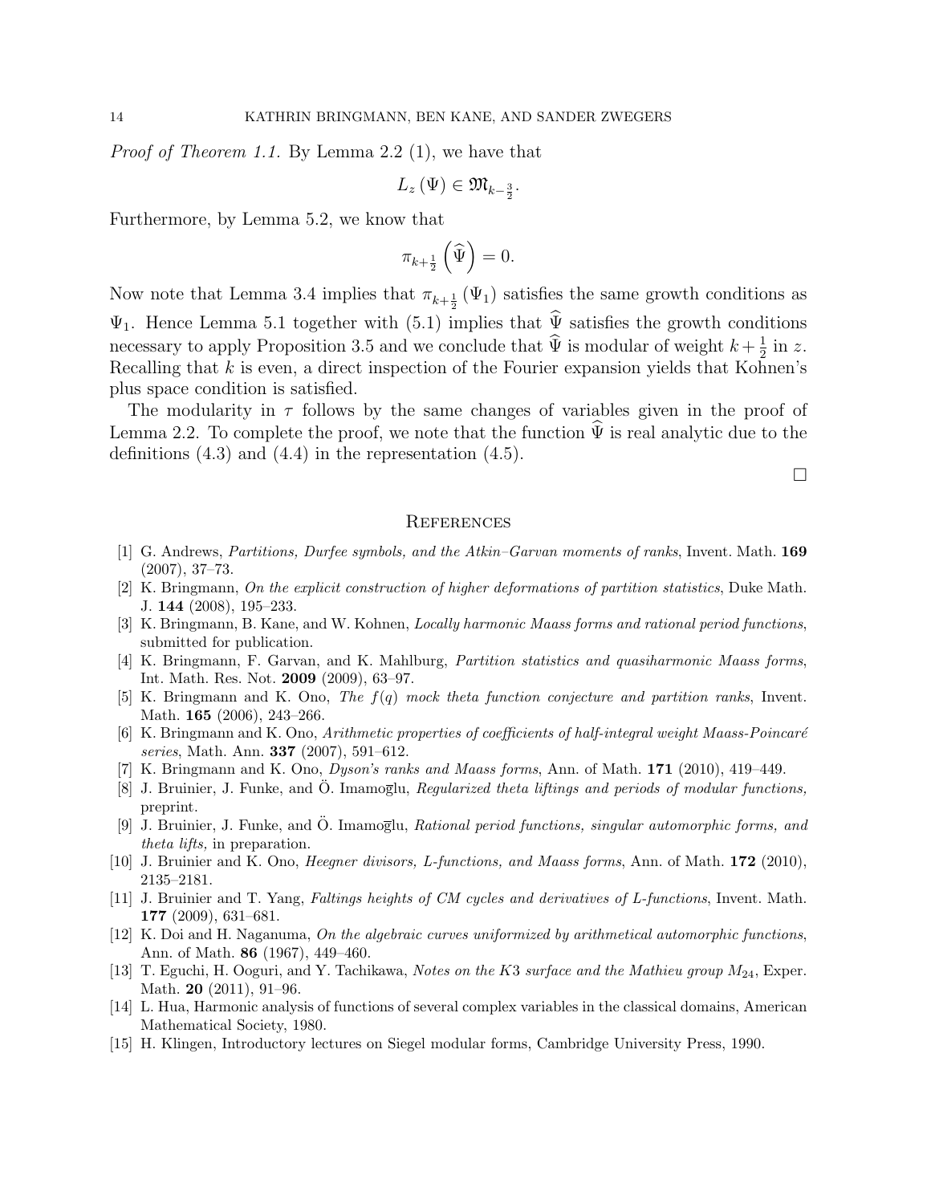*Proof of Theorem 1.1.* By Lemma 2.2 (1), we have that

$$L_z(\Psi) \in \mathfrak{M}_{k-\frac{3}{2}}.$$

Furthermore, by Lemma 5.2, we know that

$$\pi_{k+\frac{1}{2}}\left(\widehat{\Psi}\right) = 0.$$

Now note that Lemma 3.4 implies that $\pi_{k+\frac{1}{2}}(\Psi_1)$ satisfies the same growth conditions as $\Psi_1$. Hence Lemma 5.1 together with (5.1) implies that $\widehat{\Psi}$ satisfies the growth conditions necessary to apply Proposition 3.5 and we conclude that $\widehat{\Psi}$ is modular of weight $k+\frac{1}{2}$ in $z$. Recalling that $k$ is even, a direct inspection of the Fourier expansion yields that Kohnen's plus space condition is satisfied.

The modularity in $\tau$ follows by the same changes of variables given in the proof of Lemma 2.2. To complete the proof, we note that the function $\widehat{\Psi}$ is real analytic due to the definitions (4.3) and (4.4) in the representation (4.5).

□

## References

[1] G. Andrews, *Partitions, Durfee symbols, and the Atkin–Garvan moments of ranks*, Invent. Math. **169** (2007), 37–73.

[2] K. Bringmann, *On the explicit construction of higher deformations of partition statistics*, Duke Math. J. **144** (2008), 195–233.

[3] K. Bringmann, B. Kane, and W. Kohnen, *Locally harmonic Maass forms and rational period functions*, submitted for publication.

[4] K. Bringmann, F. Garvan, and K. Mahlburg, *Partition statistics and quasiharmonic Maass forms*, Int. Math. Res. Not. **2009** (2009), 63–97.

[5] K. Bringmann and K. Ono, *The f(q) mock theta function conjecture and partition ranks*, Invent. Math. **165** (2006), 243–266.

[6] K. Bringmann and K. Ono, *Arithmetic properties of coefficients of half-integral weight Maass-Poincaré series*, Math. Ann. **337** (2007), 591–612.

[7] K. Bringmann and K. Ono, *Dyson's ranks and Maass forms*, Ann. of Math. **171** (2010), 419–449.

[8] J. Bruinier, J. Funke, and Ö. Imamoḡlu, *Regularized theta liftings and periods of modular functions,* preprint.

[9] J. Bruinier, J. Funke, and Ö. Imamoḡlu, *Rational period functions, singular automorphic forms, and theta lifts,* in preparation.

[10] J. Bruinier and K. Ono, *Heegner divisors, L-functions, and Maass forms*, Ann. of Math. **172** (2010), 2135–2181.

[11] J. Bruinier and T. Yang, *Faltings heights of CM cycles and derivatives of L-functions*, Invent. Math. **177** (2009), 631–681.

[12] K. Doi and H. Naganuma, *On the algebraic curves uniformized by arithmetical automorphic functions*, Ann. of Math. **86** (1967), 449–460.

[13] T. Eguchi, H. Ooguri, and Y. Tachikawa, *Notes on the K3 surface and the Mathieu group $M_{24}$*, Exper. Math. **20** (2011), 91–96.

[14] L. Hua, Harmonic analysis of functions of several complex variables in the classical domains, American Mathematical Society, 1980.

[15] H. Klingen, Introductory lectures on Siegel modular forms, Cambridge University Press, 1990.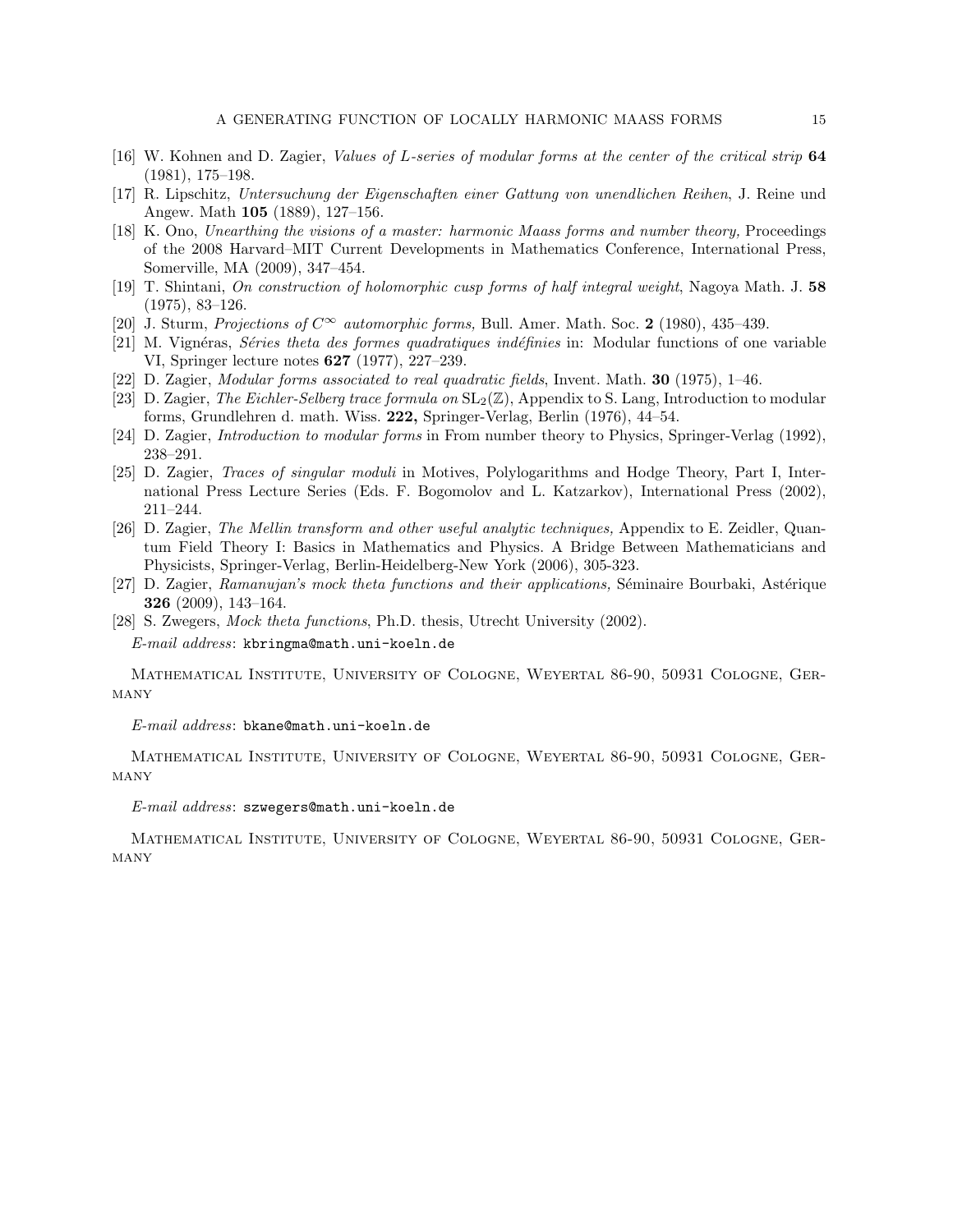[16] W. Kohnen and D. Zagier, *Values of L-series of modular forms at the center of the critical strip* **64** (1981), 175–198.

[17] R. Lipschitz, *Untersuchung der Eigenschaften einer Gattung von unendlichen Reihen*, J. Reine und Angew. Math **105** (1889), 127–156.

[18] K. Ono, *Unearthing the visions of a master: harmonic Maass forms and number theory,* Proceedings of the 2008 Harvard–MIT Current Developments in Mathematics Conference, International Press, Somerville, MA (2009), 347–454.

[19] T. Shintani, *On construction of holomorphic cusp forms of half integral weight*, Nagoya Math. J. **58** (1975), 83–126.

[20] J. Sturm, *Projections of $C^\infty$ automorphic forms,* Bull. Amer. Math. Soc. **2** (1980), 435–439.

[21] M. Vignéras, *Séries theta des formes quadratiques indéfinies* in: Modular functions of one variable VI, Springer lecture notes **627** (1977), 227–239.

[22] D. Zagier, *Modular forms associated to real quadratic fields*, Invent. Math. **30** (1975), 1–46.

[23] D. Zagier, *The Eichler-Selberg trace formula on* $\mathrm{SL}_2(\mathbb{Z})$, Appendix to S. Lang, Introduction to modular forms, Grundlehren d. math. Wiss. **222,** Springer-Verlag, Berlin (1976), 44–54.

[24] D. Zagier, *Introduction to modular forms* in From number theory to Physics, Springer-Verlag (1992), 238–291.

[25] D. Zagier, *Traces of singular moduli* in Motives, Polylogarithms and Hodge Theory, Part I, International Press Lecture Series (Eds. F. Bogomolov and L. Katzarkov), International Press (2002), 211–244.

[26] D. Zagier, *The Mellin transform and other useful analytic techniques,* Appendix to E. Zeidler, Quantum Field Theory I: Basics in Mathematics and Physics. A Bridge Between Mathematicians and Physicists, Springer-Verlag, Berlin-Heidelberg-New York (2006), 305-323.

[27] D. Zagier, *Ramanujan's mock theta functions and their applications,* Séminaire Bourbaki, Astérique **326** (2009), 143–164.

[28] S. Zwegers, *Mock theta functions*, Ph.D. thesis, Utrecht University (2002).

*E-mail address*: kbringma@math.uni-koeln.de

Mathematical Institute, University of Cologne, Weyertal 86-90, 50931 Cologne, Germany

*E-mail address*: bkane@math.uni-koeln.de

Mathematical Institute, University of Cologne, Weyertal 86-90, 50931 Cologne, Germany

*E-mail address*: szwegers@math.uni-koeln.de

Mathematical Institute, University of Cologne, Weyertal 86-90, 50931 Cologne, Germany